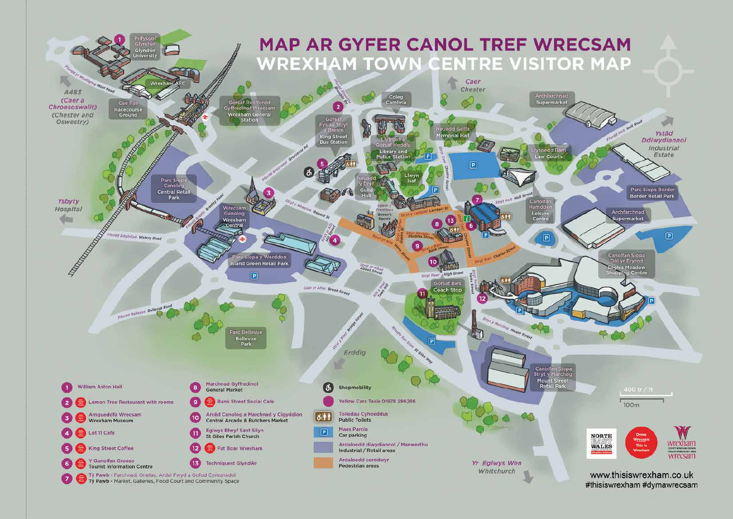# MAP AR GYFER CANOL TREF WRECSAM
# WREXHAM TOWN CENTRE VISITOR MAP

1. William Aston Hall
2. Lemon Tree Restaurant with rooms
3. Amgueddfa Wrecsam / Wrexham Museum
4. Lot 11 Cafe
5. King Street Coffee
6. Y Ganolfan Groeso / Tourist Information Centre
7. Tŷ Pawb - Farchnad, Orielau, Ardal Fwyd a Gofod Cymunedol / Tŷ Pawb - Market, Galleries, Food Court and Community Space
8. Marchnad Gyffredinol / General Market
9. Bank Street Social Cafe
10. Arcêd Canolog a Marchnad y Cigyddion / Central Arcade & Butchers Market
11. Eglwys Blwyf Sant Silyn / St Giles Parish Church
12. Fat Boar Wrexham
13. Techniquest Glyndŵr

- Shopmobility
- Yellow Cars Taxis 01978 286286
- Toiledau Cyhoeddus / Public Toilets
- Maes Parcio / Car parking
- Ardaloedd diwydiannol / Manwerthu / Industrial / Retail areas
- Ardaloedd cerddwyr / Pedestrian areas

400 tr / ft
100m

www.thisiswrexham.co.uk
#thisiswrexham #dymawrecsam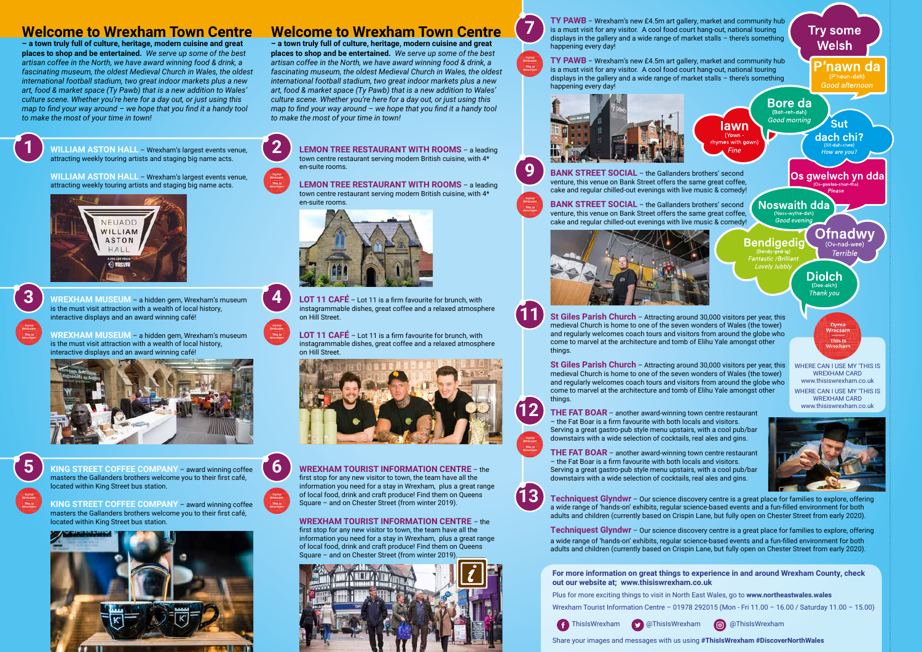# Welcome to Wrexham Town Centre

**– a town truly full of culture, heritage, modern cuisine and great places to shop and be entertained.** *We serve up some of the best artisan coffee in the North, we have award winning food & drink, a fascinating museum, the oldest Medieval Church in Wales, the oldest international football stadium, two great indoor markets plus a new art, food & market space (Ty Pawb) that is a new addition to Wales' culture scene. Whether you're here for a day out, or just using this map to find your way around – we hope that you find it a handy tool to make the most of your time in town!*

# Welcome to Wrexham Town Centre

**– a town truly full of culture, heritage, modern cuisine and great places to shop and be entertained.** *We serve up some of the best artisan coffee in the North, we have award winning food & drink, a fascinating museum, the oldest Medieval Church in Wales, the oldest international football stadium, two great indoor markets plus a new art, food & market space (Ty Pawb) that is a new addition to Wales' culture scene. Whether you're here for a day out, or just using this map to find your way around – we hope that you find it a handy tool to make the most of your time in town!*

**1**

**WILLIAM ASTON HALL** – Wrexham's largest events venue, attracting weekly touring artists and staging big name acts.

**WILLIAM ASTON HALL** – Wrexham's largest events venue, attracting weekly touring artists and staging big name acts.

**2**

**LEMON TREE RESTAURANT WITH ROOMS** – a leading town centre restaurant serving modern British cuisine, with 4* en-suite rooms.

**LEMON TREE RESTAURANT WITH ROOMS** – a leading town centre restaurant serving modern British cuisine, with 4* en-suite rooms.

**3**

**WREXHAM MUSEUM** – a hidden gem, Wrexham's museum is the must visit attraction with a wealth of local history, interactive displays and an award winning café!

**WREXHAM MUSEUM** – a hidden gem, Wrexham's museum is the must visit attraction with a wealth of local history, interactive displays and an award winning café!

**4**

**LOT 11 CAFÉ** – Lot 11 is a firm favourite for brunch, with instagrammable dishes, great coffee and a relaxed atmosphere on Hill Street.

**LOT 11 CAFÉ** – Lot 11 is a firm favourite for brunch, with instagrammable dishes, great coffee and a relaxed atmosphere on Hill Street.

**5**

**KING STREET COFFEE COMPANY** – award winning coffee masters the Gallanders brothers welcome you to their first café, located within King Street bus station.

**KING STREET COFFEE COMPANY** – award winning coffee masters the Gallanders brothers welcome you to their first café, located within King Street bus station.

**6**

**WREXHAM TOURIST INFORMATION CENTRE** – the first stop for any new visitor to town, the team have all the information you need for a stay in Wrexham, plus a great range of local food, drink and craft produce! Find them on Queens Square – and on Chester Street (from winter 2019).

**WREXHAM TOURIST INFORMATION CENTRE** – the first stop for any new visitor to town, the team have all the information you need for a stay in Wrexham, plus a great range of local food, drink and craft produce! Find them on Queens Square – and on Chester Street (from winter 2019).

**7**

**TY PAWB** – Wrexham's new £4.5m art gallery, market and community hub is a must visit for any visitor. A cool food court hang-out, national touring displays in the gallery and a wide range of market stalls – there's something happening every day!

**TY PAWB** – Wrexham's new £4.5m art gallery, market and community hub is a must visit for any visitor. A cool food court hang-out, national touring displays in the gallery and a wide range of market stalls – there's something happening every day!

**9**

**BANK STREET SOCIAL** – the Gallanders brothers' second venture, this venue on Bank Street offers the same great coffee, cake and regular chilled-out evenings with live music & comedy!

**BANK STREET SOCIAL** – the Gallanders brothers' second venture, this venue on Bank Street offers the same great coffee, cake and regular chilled-out evenings with live music & comedy!

**11**

**St Giles Parish Church** – Attracting around 30,000 visitors per year, this medieval Church is home to one of the seven wonders of Wales (the tower) and regularly welcomes coach tours and visitors from around the globe who come to marvel at the architecture and tomb of Elihu Yale amongst other things.

**St Giles Parish Church** – Attracting around 30,000 visitors per year, this medieval Church is home to one of the seven wonders of Wales (the tower) and regularly welcomes coach tours and visitors from around the globe who come to marvel at the architecture and tomb of Elihu Yale amongst other things.

**12**

**THE FAT BOAR** – another award-winning town centre restaurant – the Fat Boar is a firm favourite with both locals and visitors. Serving a great gastro-pub style menu upstairs, with a cool pub/bar downstairs with a wide selection of cocktails, real ales and gins.

**THE FAT BOAR** – another award-winning town centre restaurant – the Fat Boar is a firm favourite with both locals and visitors. Serving a great gastro-pub style menu upstairs, with a cool pub/bar downstairs with a wide selection of cocktails, real ales and gins.

**13**

**Techniquest Glyndwr** – Our science discovery centre is a great place for families to explore, offering a wide range of 'hands-on' exhibits, regular science-based events and a fun-filled environment for both adults and children (currently based on Crispin Lane, but fully open on Chester Street from early 2020).

**Techniquest Glyndwr** – Our science discovery centre is a great place for families to explore, offering a wide range of 'hands-on' exhibits, regular science-based events and a fun-filled environment for both adults and children (currently based on Crispin Lane, but fully open on Chester Street from early 2020).

## Try some Welsh

- **P'nawn da** (P'noun-dah) *Good afternoon*
- **Bore da** (Boh-reh-dah) *Good morning*
- **Iawn** (Yown - rhymes with gown) *Fine*
- **Sut dach chi?** (Sit-dah-chee) *How are you?*
- **Os gwelwch yn dda** (Os-gweloo-chun-tha) *Please*
- **Noswaith dda** (Noss-wythe-dah) *Good evening*
- **Bendigedig** (Bendy-ged-ig) *Fantastic /Brilliant Lovely Jubbly*
- **Ofnadwy** (Ov-nad-wee) *Terrible*
- **Diolch** (Dee-olch) *Thank you*

WHERE CAN I USE MY 'THIS IS WREXHAM CARD www.thisiswrexham.co.uk

WHERE CAN I USE MY 'THIS IS WREXHAM CARD www.thisiswrexham.co.uk

**For more information on great things to experience in and around Wrexham County, check out our website at; www.thisiswrexham.co.uk**

Plus for more exciting things to visit in North East Wales, go to **www.northeastwales.wales**

Wrexham Tourist Information Centre – 01978 292015 (Mon - Fri 11.00 – 16.00 / Saturday 11.00 – 15.00)

ThisIsWrexham @ThisIsWrexham @ThisIsWrexham

Share your images and messages with us using **#ThisIsWrexham #DiscoverNorthWales**